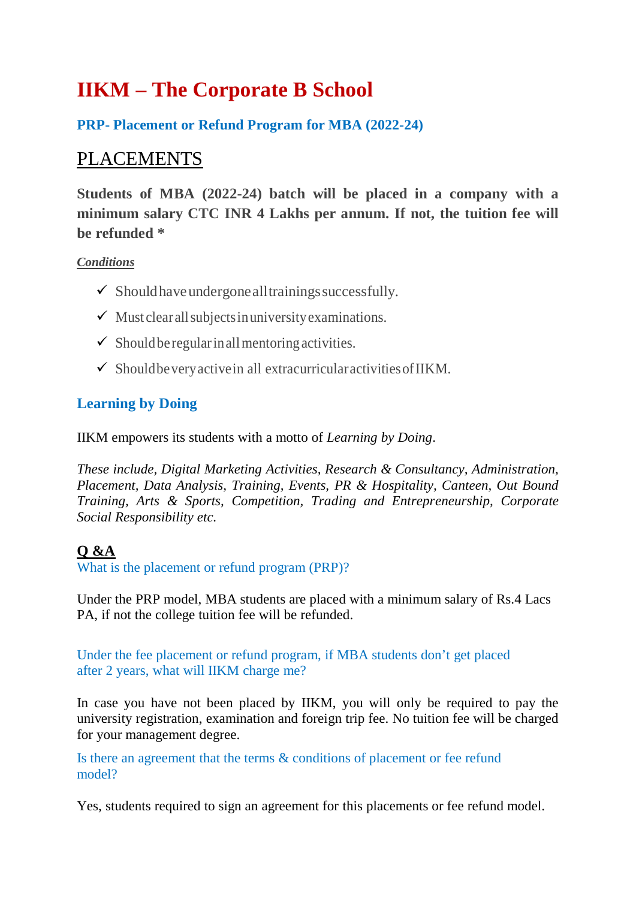# IIKM – The Corporate B School

### PRP- Placement or Refund Program for MBA (2022-24)

## PLACEMENTS

**Students of MBA (2022-24) batch will be placed in a company with a minimum salary CTC INR 4 Lakhs per annum. If not, the tuition fee will be refunded ***

***Conditions***

- ✓ Should have undergone all trainings successfully.
- ✓ Must clear all subjects in university examinations.
- ✓ Should be regular in all mentoring activities.
- ✓ Should be very active in all extracurricular activities of IIKM.

### Learning by Doing

IIKM empowers its students with a motto of *Learning by Doing*.

*These include, Digital Marketing Activities, Research & Consultancy, Administration, Placement, Data Analysis, Training, Events, PR & Hospitality, Canteen, Out Bound Training, Arts & Sports, Competition, Trading and Entrepreneurship, Corporate Social Responsibility etc.*

### Q &A

What is the placement or refund program (PRP)?

Under the PRP model, MBA students are placed with a minimum salary of Rs.4 Lacs PA, if not the college tuition fee will be refunded.

Under the fee placement or refund program, if MBA students don't get placed after 2 years, what will IIKM charge me?

In case you have not been placed by IIKM, you will only be required to pay the university registration, examination and foreign trip fee. No tuition fee will be charged for your management degree.

Is there an agreement that the terms & conditions of placement or fee refund model?

Yes, students required to sign an agreement for this placements or fee refund model.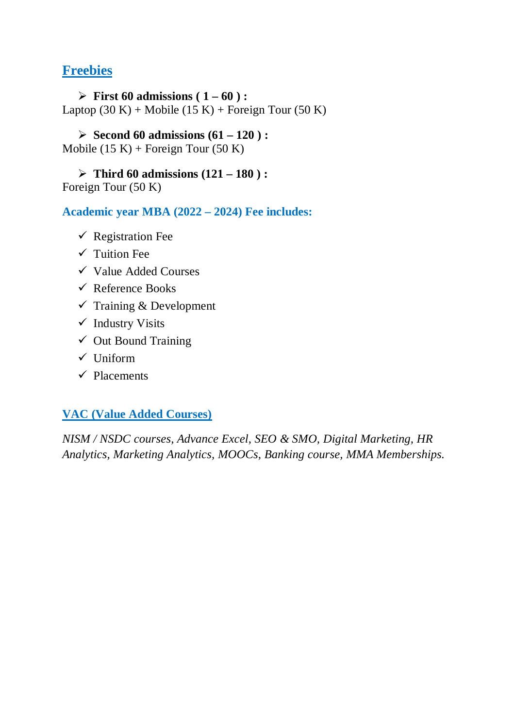## Freebies

- **First 60 admissions ( 1 – 60 ) :**

Laptop (30 K) + Mobile (15 K) + Foreign Tour (50 K)

- **Second 60 admissions (61 – 120 ) :**

Mobile (15 K) + Foreign Tour (50 K)

- **Third 60 admissions (121 – 180 ) :**

Foreign Tour (50 K)

### Academic year MBA (2022 – 2024) Fee includes:

- ✓ Registration Fee
- ✓ Tuition Fee
- ✓ Value Added Courses
- ✓ Reference Books
- ✓ Training & Development
- ✓ Industry Visits
- ✓ Out Bound Training
- ✓ Uniform
- ✓ Placements

## VAC (Value Added Courses)

*NISM / NSDC courses, Advance Excel, SEO & SMO, Digital Marketing, HR Analytics, Marketing Analytics, MOOCs, Banking course, MMA Memberships.*